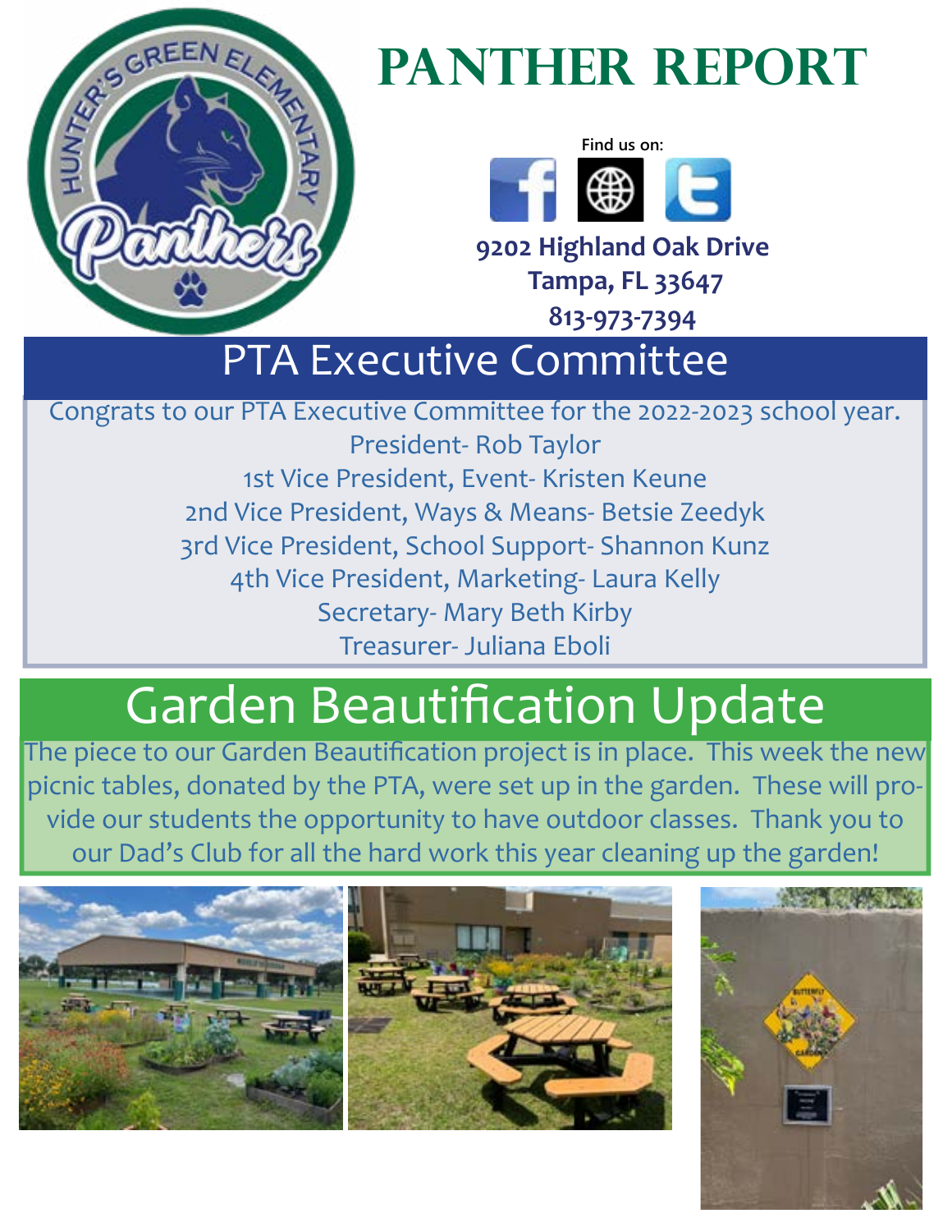# Panther Report

Find us on:

**9202 Highland Oak Drive**
**Tampa, FL 33647**
**813-973-7394**

## PTA Executive Committee

Congrats to our PTA Executive Committee for the 2022-2023 school year.

President- Rob Taylor
1st Vice President, Event- Kristen Keune
2nd Vice President, Ways & Means- Betsie Zeedyk
3rd Vice President, School Support- Shannon Kunz
4th Vice President, Marketing- Laura Kelly
Secretary- Mary Beth Kirby
Treasurer- Juliana Eboli

## Garden Beautification Update

The piece to our Garden Beautification project is in place. This week the new picnic tables, donated by the PTA, were set up in the garden. These will provide our students the opportunity to have outdoor classes. Thank you to our Dad's Club for all the hard work this year cleaning up the garden!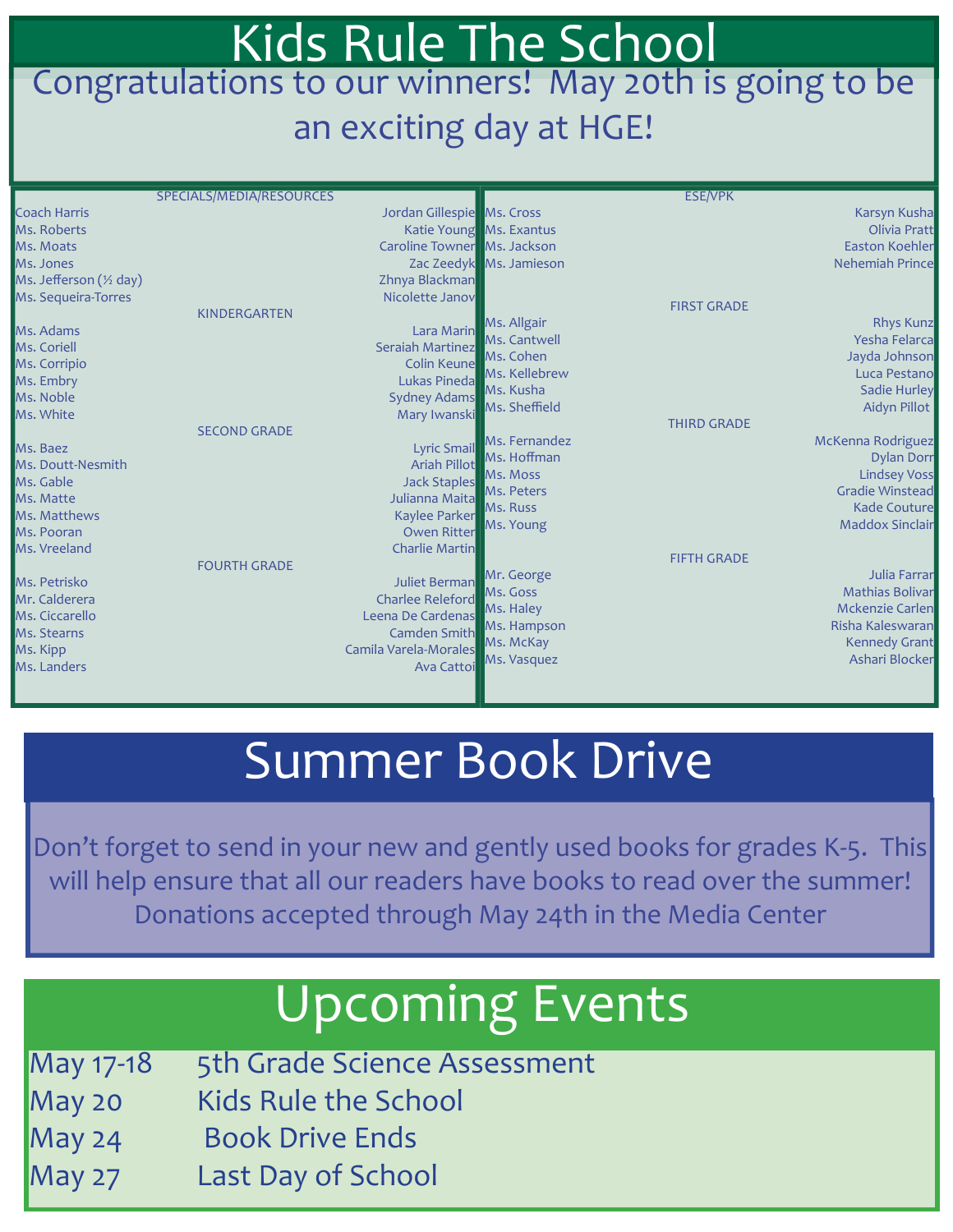# Kids Rule The School

Congratulations to our winners! May 20th is going to be an exciting day at HGE!

### SPECIALS/MEDIA/RESOURCES

| Teacher | Winner |
|---|---|
| Coach Harris | Jordan Gillespie |
| Ms. Roberts | Katie Young |
| Ms. Moats | Caroline Towner |
| Ms. Jones | Zac Zeedyk |
| Ms. Jefferson (½ day) | Zhnya Blackman |
| Ms. Sequeira-Torres | Nicolette Janov |

### KINDERGARTEN

| Teacher | Winner |
|---|---|
| Ms. Adams | Lara Marin |
| Ms. Coriell | Seraiah Martinez |
| Ms. Corripio | Colin Keune |
| Ms. Embry | Lukas Pineda |
| Ms. Noble | Sydney Adams |
| Ms. White | Mary Iwanski |

### SECOND GRADE

| Teacher | Winner |
|---|---|
| Ms. Baez | Lyric Smail |
| Ms. Doutt-Nesmith | Ariah Pillot |
| Ms. Gable | Jack Staples |
| Ms. Matte | Julianna Maita |
| Ms. Matthews | Kaylee Parker |
| Ms. Pooran | Owen Ritter |
| Ms. Vreeland | Charlie Martin |

### FOURTH GRADE

| Teacher | Winner |
|---|---|
| Ms. Petrisko | Juliet Berman |
| Mr. Calderera | Charlee Releford |
| Ms. Ciccarello | Leena De Cardenas |
| Ms. Stearns | Camden Smith |
| Ms. Kipp | Camila Varela-Morales |
| Ms. Landers | Ava Cattoi |

### ESE/VPK

| Teacher | Winner |
|---|---|
| Ms. Cross | Karsyn Kusha |
| Ms. Exantus | Olivia Pratt |
| Ms. Jackson | Easton Koehler |
| Ms. Jamieson | Nehemiah Prince |

### FIRST GRADE

| Teacher | Winner |
|---|---|
| Ms. Allgair | Rhys Kunz |
| Ms. Cantwell | Yesha Felarca |
| Ms. Cohen | Jayda Johnson |
| Ms. Kellebrew | Luca Pestano |
| Ms. Kusha | Sadie Hurley |
| Ms. Sheffield | Aidyn Pillot |

### THIRD GRADE

| Teacher | Winner |
|---|---|
| Ms. Fernandez | McKenna Rodriguez |
| Ms. Hoffman | Dylan Dorr |
| Ms. Moss | Lindsey Voss |
| Ms. Peters | Gradie Winstead |
| Ms. Russ | Kade Couture |
| Ms. Young | Maddox Sinclair |

### FIFTH GRADE

| Teacher | Winner |
|---|---|
| Mr. George | Julia Farrar |
| Ms. Goss | Mathias Bolivar |
| Ms. Haley | Mckenzie Carlen |
| Ms. Hampson | Risha Kaleswaran |
| Ms. McKay | Kennedy Grant |
| Ms. Vasquez | Ashari Blocker |

# Summer Book Drive

Don't forget to send in your new and gently used books for grades K-5. This will help ensure that all our readers have books to read over the summer! Donations accepted through May 24th in the Media Center

# Upcoming Events

| Date | Event |
|---|---|
| May 17-18 | 5th Grade Science Assessment |
| May 20 | Kids Rule the School |
| May 24 | Book Drive Ends |
| May 27 | Last Day of School |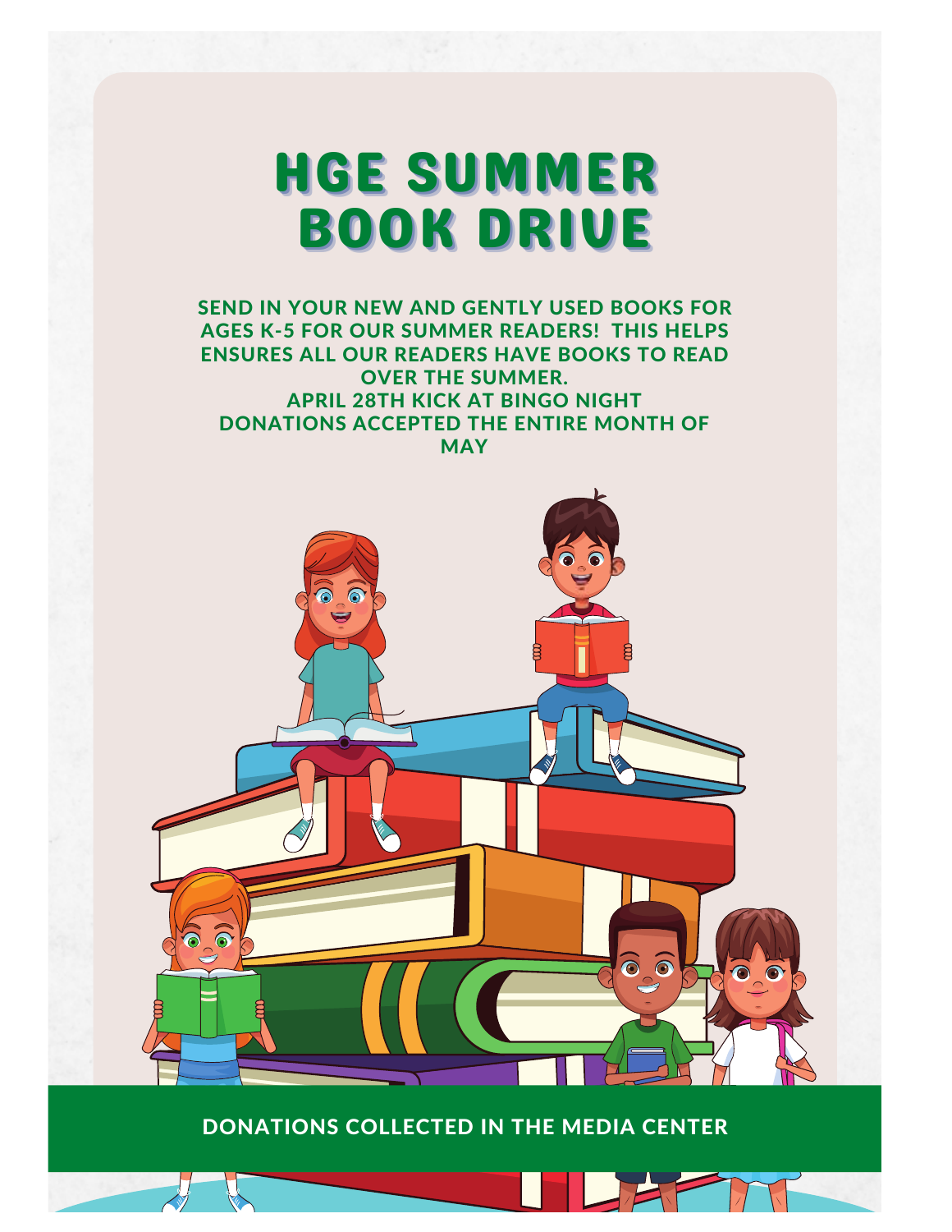# HGE SUMMER BOOK DRIVE

SEND IN YOUR NEW AND GENTLY USED BOOKS FOR AGES K-5 FOR OUR SUMMER READERS! THIS HELPS ENSURES ALL OUR READERS HAVE BOOKS TO READ OVER THE SUMMER.

APRIL 28TH KICK AT BINGO NIGHT

DONATIONS ACCEPTED THE ENTIRE MONTH OF MAY

DONATIONS COLLECTED IN THE MEDIA CENTER